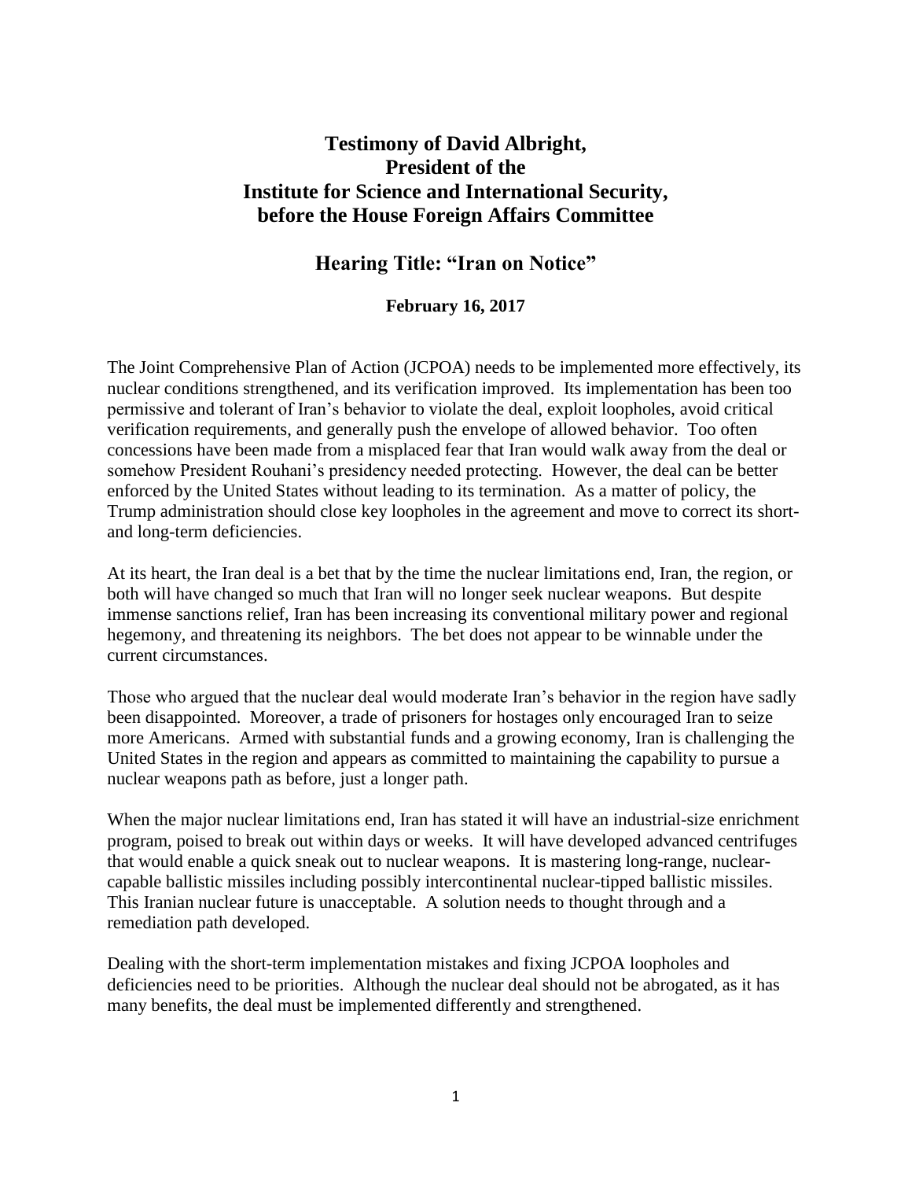# Testimony of David Albright, President of the Institute for Science and International Security, before the House Foreign Affairs Committee

## Hearing Title: "Iran on Notice"

**February 16, 2017**

The Joint Comprehensive Plan of Action (JCPOA) needs to be implemented more effectively, its nuclear conditions strengthened, and its verification improved. Its implementation has been too permissive and tolerant of Iran's behavior to violate the deal, exploit loopholes, avoid critical verification requirements, and generally push the envelope of allowed behavior. Too often concessions have been made from a misplaced fear that Iran would walk away from the deal or somehow President Rouhani's presidency needed protecting. However, the deal can be better enforced by the United States without leading to its termination. As a matter of policy, the Trump administration should close key loopholes in the agreement and move to correct its short- and long-term deficiencies.

At its heart, the Iran deal is a bet that by the time the nuclear limitations end, Iran, the region, or both will have changed so much that Iran will no longer seek nuclear weapons. But despite immense sanctions relief, Iran has been increasing its conventional military power and regional hegemony, and threatening its neighbors. The bet does not appear to be winnable under the current circumstances.

Those who argued that the nuclear deal would moderate Iran's behavior in the region have sadly been disappointed. Moreover, a trade of prisoners for hostages only encouraged Iran to seize more Americans. Armed with substantial funds and a growing economy, Iran is challenging the United States in the region and appears as committed to maintaining the capability to pursue a nuclear weapons path as before, just a longer path.

When the major nuclear limitations end, Iran has stated it will have an industrial-size enrichment program, poised to break out within days or weeks. It will have developed advanced centrifuges that would enable a quick sneak out to nuclear weapons. It is mastering long-range, nuclear-capable ballistic missiles including possibly intercontinental nuclear-tipped ballistic missiles. This Iranian nuclear future is unacceptable. A solution needs to thought through and a remediation path developed.

Dealing with the short-term implementation mistakes and fixing JCPOA loopholes and deficiencies need to be priorities. Although the nuclear deal should not be abrogated, as it has many benefits, the deal must be implemented differently and strengthened.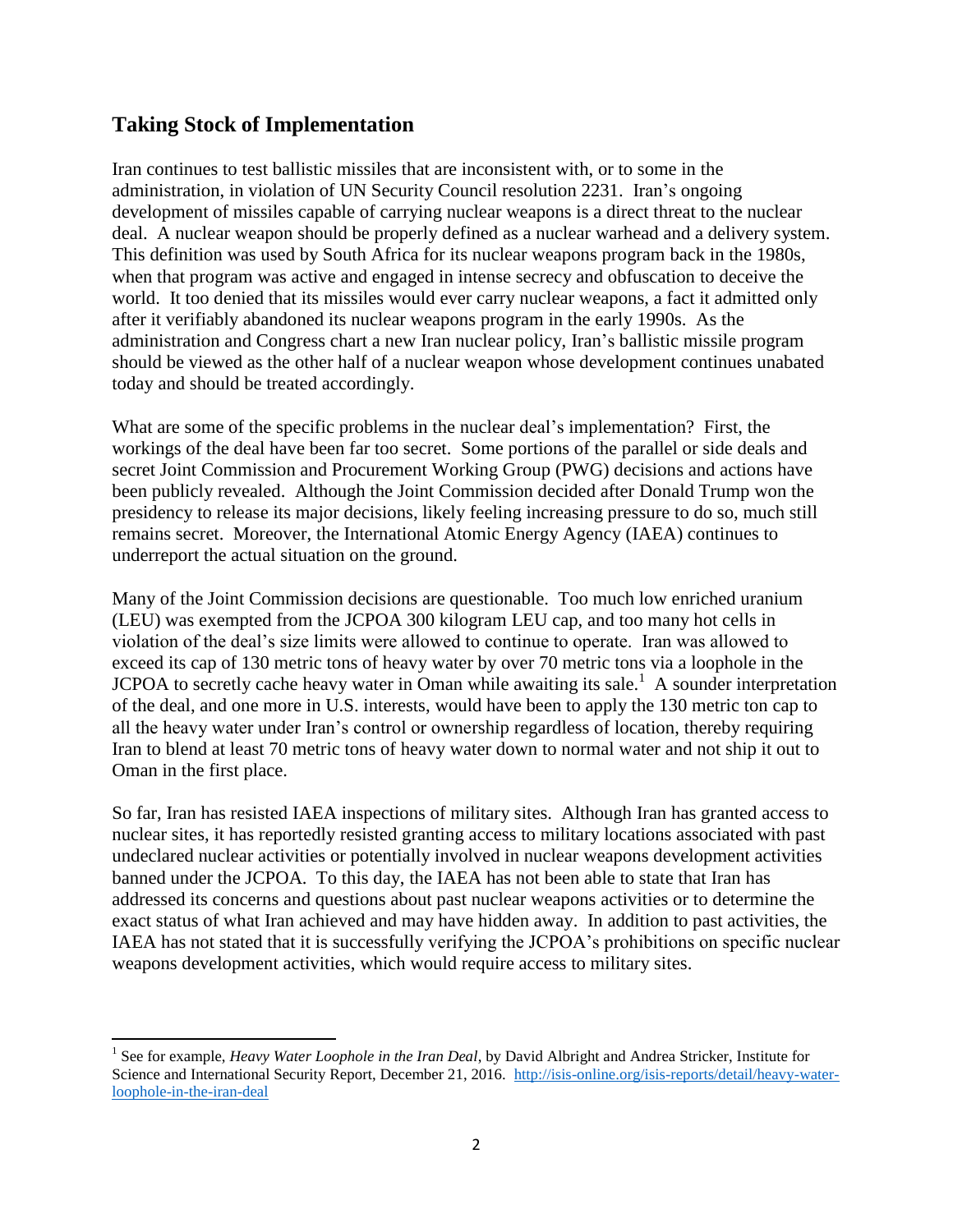## Taking Stock of Implementation

Iran continues to test ballistic missiles that are inconsistent with, or to some in the administration, in violation of UN Security Council resolution 2231. Iran's ongoing development of missiles capable of carrying nuclear weapons is a direct threat to the nuclear deal. A nuclear weapon should be properly defined as a nuclear warhead and a delivery system. This definition was used by South Africa for its nuclear weapons program back in the 1980s, when that program was active and engaged in intense secrecy and obfuscation to deceive the world. It too denied that its missiles would ever carry nuclear weapons, a fact it admitted only after it verifiably abandoned its nuclear weapons program in the early 1990s. As the administration and Congress chart a new Iran nuclear policy, Iran's ballistic missile program should be viewed as the other half of a nuclear weapon whose development continues unabated today and should be treated accordingly.

What are some of the specific problems in the nuclear deal's implementation? First, the workings of the deal have been far too secret. Some portions of the parallel or side deals and secret Joint Commission and Procurement Working Group (PWG) decisions and actions have been publicly revealed. Although the Joint Commission decided after Donald Trump won the presidency to release its major decisions, likely feeling increasing pressure to do so, much still remains secret. Moreover, the International Atomic Energy Agency (IAEA) continues to underreport the actual situation on the ground.

Many of the Joint Commission decisions are questionable. Too much low enriched uranium (LEU) was exempted from the JCPOA 300 kilogram LEU cap, and too many hot cells in violation of the deal's size limits were allowed to continue to operate. Iran was allowed to exceed its cap of 130 metric tons of heavy water by over 70 metric tons via a loophole in the JCPOA to secretly cache heavy water in Oman while awaiting its sale.[1] A sounder interpretation of the deal, and one more in U.S. interests, would have been to apply the 130 metric ton cap to all the heavy water under Iran's control or ownership regardless of location, thereby requiring Iran to blend at least 70 metric tons of heavy water down to normal water and not ship it out to Oman in the first place.

So far, Iran has resisted IAEA inspections of military sites. Although Iran has granted access to nuclear sites, it has reportedly resisted granting access to military locations associated with past undeclared nuclear activities or potentially involved in nuclear weapons development activities banned under the JCPOA. To this day, the IAEA has not been able to state that Iran has addressed its concerns and questions about past nuclear weapons activities or to determine the exact status of what Iran achieved and may have hidden away. In addition to past activities, the IAEA has not stated that it is successfully verifying the JCPOA's prohibitions on specific nuclear weapons development activities, which would require access to military sites.

---

[1] See for example, *Heavy Water Loophole in the Iran Deal*, by David Albright and Andrea Stricker, Institute for Science and International Security Report, December 21, 2016. http://isis-online.org/isis-reports/detail/heavy-water-loophole-in-the-iran-deal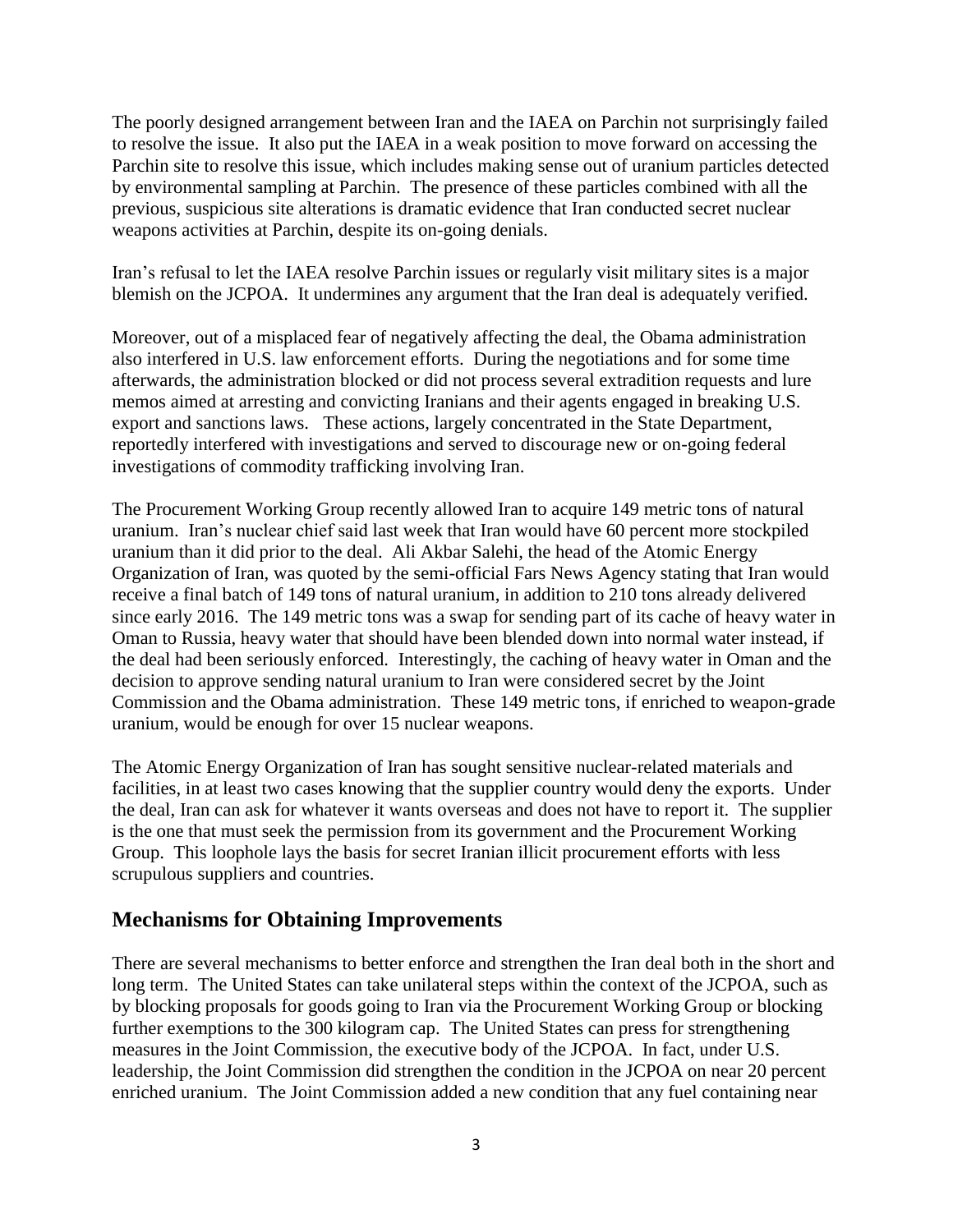The poorly designed arrangement between Iran and the IAEA on Parchin not surprisingly failed to resolve the issue. It also put the IAEA in a weak position to move forward on accessing the Parchin site to resolve this issue, which includes making sense out of uranium particles detected by environmental sampling at Parchin. The presence of these particles combined with all the previous, suspicious site alterations is dramatic evidence that Iran conducted secret nuclear weapons activities at Parchin, despite its on-going denials.

Iran's refusal to let the IAEA resolve Parchin issues or regularly visit military sites is a major blemish on the JCPOA. It undermines any argument that the Iran deal is adequately verified.

Moreover, out of a misplaced fear of negatively affecting the deal, the Obama administration also interfered in U.S. law enforcement efforts. During the negotiations and for some time afterwards, the administration blocked or did not process several extradition requests and lure memos aimed at arresting and convicting Iranians and their agents engaged in breaking U.S. export and sanctions laws. These actions, largely concentrated in the State Department, reportedly interfered with investigations and served to discourage new or on-going federal investigations of commodity trafficking involving Iran.

The Procurement Working Group recently allowed Iran to acquire 149 metric tons of natural uranium. Iran's nuclear chief said last week that Iran would have 60 percent more stockpiled uranium than it did prior to the deal. Ali Akbar Salehi, the head of the Atomic Energy Organization of Iran, was quoted by the semi-official Fars News Agency stating that Iran would receive a final batch of 149 tons of natural uranium, in addition to 210 tons already delivered since early 2016. The 149 metric tons was a swap for sending part of its cache of heavy water in Oman to Russia, heavy water that should have been blended down into normal water instead, if the deal had been seriously enforced. Interestingly, the caching of heavy water in Oman and the decision to approve sending natural uranium to Iran were considered secret by the Joint Commission and the Obama administration. These 149 metric tons, if enriched to weapon-grade uranium, would be enough for over 15 nuclear weapons.

The Atomic Energy Organization of Iran has sought sensitive nuclear-related materials and facilities, in at least two cases knowing that the supplier country would deny the exports. Under the deal, Iran can ask for whatever it wants overseas and does not have to report it. The supplier is the one that must seek the permission from its government and the Procurement Working Group. This loophole lays the basis for secret Iranian illicit procurement efforts with less scrupulous suppliers and countries.

## Mechanisms for Obtaining Improvements

There are several mechanisms to better enforce and strengthen the Iran deal both in the short and long term. The United States can take unilateral steps within the context of the JCPOA, such as by blocking proposals for goods going to Iran via the Procurement Working Group or blocking further exemptions to the 300 kilogram cap. The United States can press for strengthening measures in the Joint Commission, the executive body of the JCPOA. In fact, under U.S. leadership, the Joint Commission did strengthen the condition in the JCPOA on near 20 percent enriched uranium. The Joint Commission added a new condition that any fuel containing near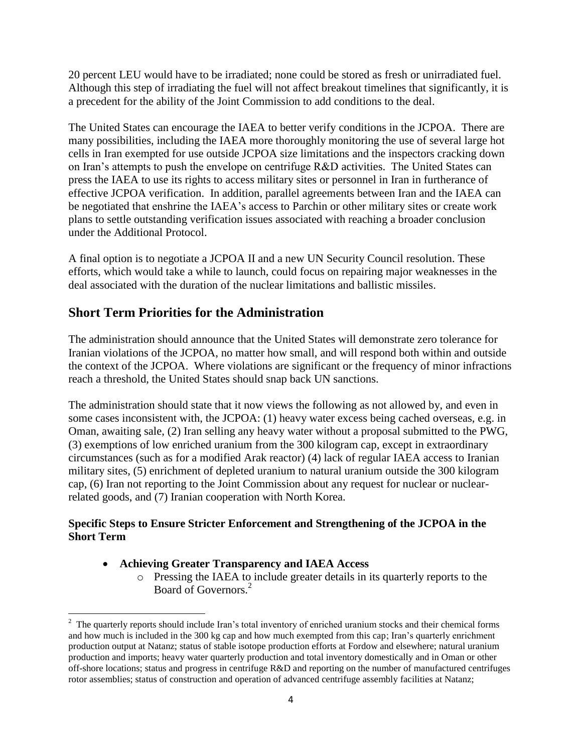20 percent LEU would have to be irradiated; none could be stored as fresh or unirradiated fuel. Although this step of irradiating the fuel will not affect breakout timelines that significantly, it is a precedent for the ability of the Joint Commission to add conditions to the deal.

The United States can encourage the IAEA to better verify conditions in the JCPOA. There are many possibilities, including the IAEA more thoroughly monitoring the use of several large hot cells in Iran exempted for use outside JCPOA size limitations and the inspectors cracking down on Iran's attempts to push the envelope on centrifuge R&D activities. The United States can press the IAEA to use its rights to access military sites or personnel in Iran in furtherance of effective JCPOA verification. In addition, parallel agreements between Iran and the IAEA can be negotiated that enshrine the IAEA's access to Parchin or other military sites or create work plans to settle outstanding verification issues associated with reaching a broader conclusion under the Additional Protocol.

A final option is to negotiate a JCPOA II and a new UN Security Council resolution. These efforts, which would take a while to launch, could focus on repairing major weaknesses in the deal associated with the duration of the nuclear limitations and ballistic missiles.

## Short Term Priorities for the Administration

The administration should announce that the United States will demonstrate zero tolerance for Iranian violations of the JCPOA, no matter how small, and will respond both within and outside the context of the JCPOA. Where violations are significant or the frequency of minor infractions reach a threshold, the United States should snap back UN sanctions.

The administration should state that it now views the following as not allowed by, and even in some cases inconsistent with, the JCPOA: (1) heavy water excess being cached overseas, e.g. in Oman, awaiting sale, (2) Iran selling any heavy water without a proposal submitted to the PWG, (3) exemptions of low enriched uranium from the 300 kilogram cap, except in extraordinary circumstances (such as for a modified Arak reactor) (4) lack of regular IAEA access to Iranian military sites, (5) enrichment of depleted uranium to natural uranium outside the 300 kilogram cap, (6) Iran not reporting to the Joint Commission about any request for nuclear or nuclear-related goods, and (7) Iranian cooperation with North Korea.

### Specific Steps to Ensure Stricter Enforcement and Strengthening of the JCPOA in the Short Term

- **Achieving Greater Transparency and IAEA Access**
  - Pressing the IAEA to include greater details in its quarterly reports to the Board of Governors.[2]

[2] The quarterly reports should include Iran's total inventory of enriched uranium stocks and their chemical forms and how much is included in the 300 kg cap and how much exempted from this cap; Iran's quarterly enrichment production output at Natanz; status of stable isotope production efforts at Fordow and elsewhere; natural uranium production and imports; heavy water quarterly production and total inventory domestically and in Oman or other off-shore locations; status and progress in centrifuge R&D and reporting on the number of manufactured centrifuges rotor assemblies; status of construction and operation of advanced centrifuge assembly facilities at Natanz;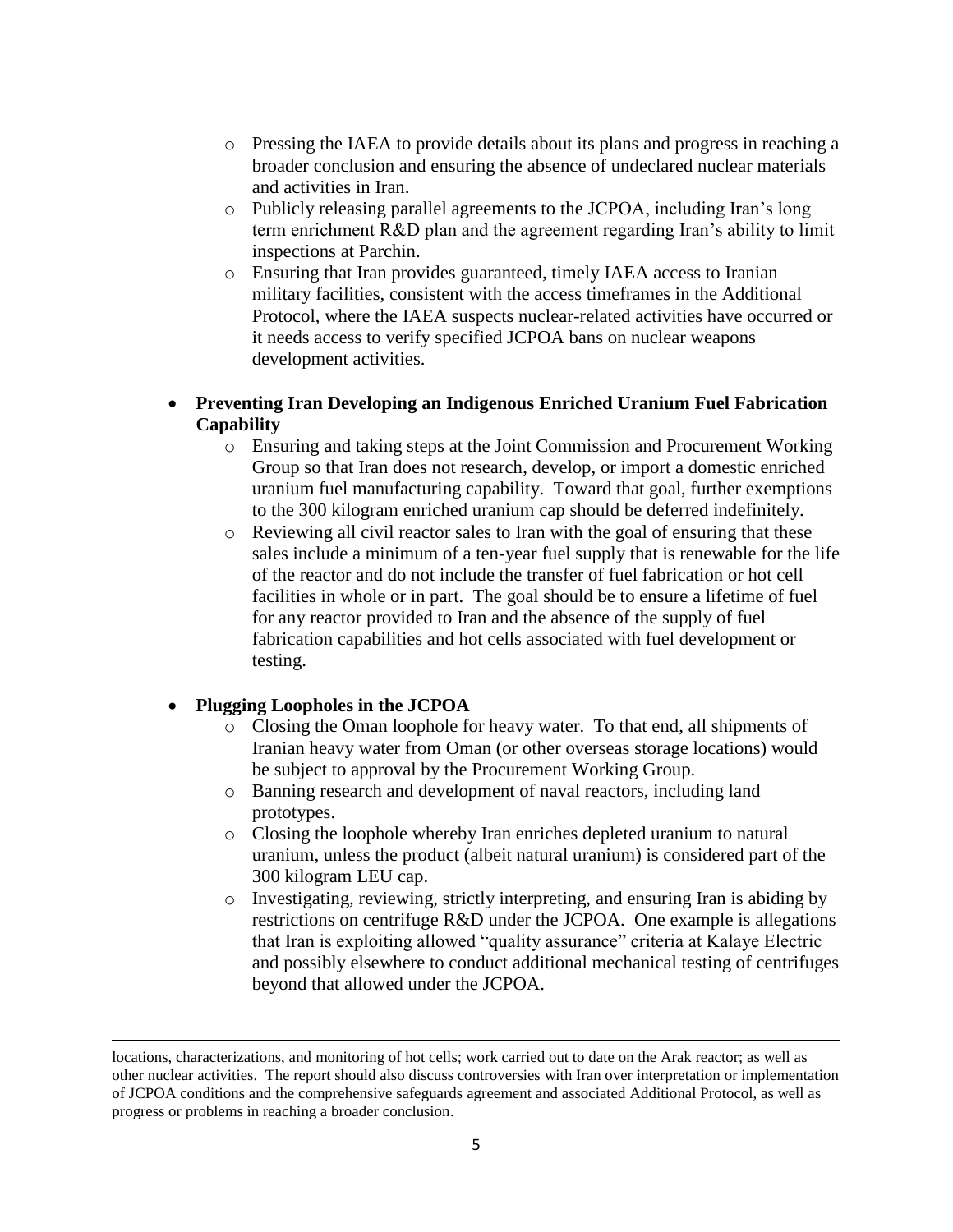- Pressing the IAEA to provide details about its plans and progress in reaching a broader conclusion and ensuring the absence of undeclared nuclear materials and activities in Iran.
- Publicly releasing parallel agreements to the JCPOA, including Iran's long term enrichment R&D plan and the agreement regarding Iran's ability to limit inspections at Parchin.
- Ensuring that Iran provides guaranteed, timely IAEA access to Iranian military facilities, consistent with the access timeframes in the Additional Protocol, where the IAEA suspects nuclear-related activities have occurred or it needs access to verify specified JCPOA bans on nuclear weapons development activities.

- **Preventing Iran Developing an Indigenous Enriched Uranium Fuel Fabrication Capability**
  - Ensuring and taking steps at the Joint Commission and Procurement Working Group so that Iran does not research, develop, or import a domestic enriched uranium fuel manufacturing capability. Toward that goal, further exemptions to the 300 kilogram enriched uranium cap should be deferred indefinitely.
  - Reviewing all civil reactor sales to Iran with the goal of ensuring that these sales include a minimum of a ten-year fuel supply that is renewable for the life of the reactor and do not include the transfer of fuel fabrication or hot cell facilities in whole or in part. The goal should be to ensure a lifetime of fuel for any reactor provided to Iran and the absence of the supply of fuel fabrication capabilities and hot cells associated with fuel development or testing.

- **Plugging Loopholes in the JCPOA**
  - Closing the Oman loophole for heavy water. To that end, all shipments of Iranian heavy water from Oman (or other overseas storage locations) would be subject to approval by the Procurement Working Group.
  - Banning research and development of naval reactors, including land prototypes.
  - Closing the loophole whereby Iran enriches depleted uranium to natural uranium, unless the product (albeit natural uranium) is considered part of the 300 kilogram LEU cap.
  - Investigating, reviewing, strictly interpreting, and ensuring Iran is abiding by restrictions on centrifuge R&D under the JCPOA. One example is allegations that Iran is exploiting allowed "quality assurance" criteria at Kalaye Electric and possibly elsewhere to conduct additional mechanical testing of centrifuges beyond that allowed under the JCPOA.

---

locations, characterizations, and monitoring of hot cells; work carried out to date on the Arak reactor; as well as other nuclear activities. The report should also discuss controversies with Iran over interpretation or implementation of JCPOA conditions and the comprehensive safeguards agreement and associated Additional Protocol, as well as progress or problems in reaching a broader conclusion.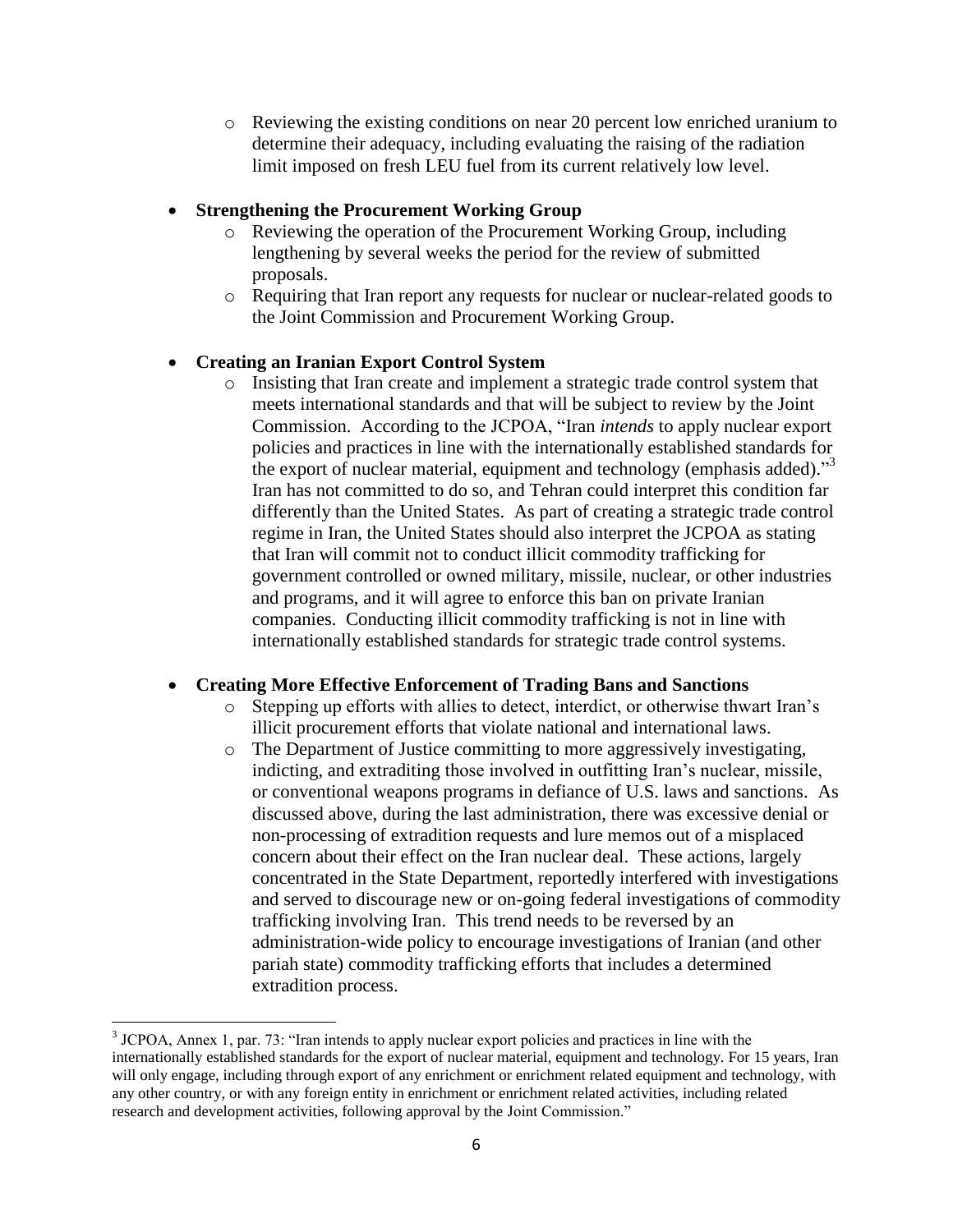- Reviewing the existing conditions on near 20 percent low enriched uranium to determine their adequacy, including evaluating the raising of the radiation limit imposed on fresh LEU fuel from its current relatively low level.

- **Strengthening the Procurement Working Group**
  - Reviewing the operation of the Procurement Working Group, including lengthening by several weeks the period for the review of submitted proposals.
  - Requiring that Iran report any requests for nuclear or nuclear-related goods to the Joint Commission and Procurement Working Group.

- **Creating an Iranian Export Control System**
  - Insisting that Iran create and implement a strategic trade control system that meets international standards and that will be subject to review by the Joint Commission. According to the JCPOA, "Iran *intends* to apply nuclear export policies and practices in line with the internationally established standards for the export of nuclear material, equipment and technology (emphasis added)."[3] Iran has not committed to do so, and Tehran could interpret this condition far differently than the United States. As part of creating a strategic trade control regime in Iran, the United States should also interpret the JCPOA as stating that Iran will commit not to conduct illicit commodity trafficking for government controlled or owned military, missile, nuclear, or other industries and programs, and it will agree to enforce this ban on private Iranian companies. Conducting illicit commodity trafficking is not in line with internationally established standards for strategic trade control systems.

- **Creating More Effective Enforcement of Trading Bans and Sanctions**
  - Stepping up efforts with allies to detect, interdict, or otherwise thwart Iran's illicit procurement efforts that violate national and international laws.
  - The Department of Justice committing to more aggressively investigating, indicting, and extraditing those involved in outfitting Iran's nuclear, missile, or conventional weapons programs in defiance of U.S. laws and sanctions. As discussed above, during the last administration, there was excessive denial or non-processing of extradition requests and lure memos out of a misplaced concern about their effect on the Iran nuclear deal. These actions, largely concentrated in the State Department, reportedly interfered with investigations and served to discourage new or on-going federal investigations of commodity trafficking involving Iran. This trend needs to be reversed by an administration-wide policy to encourage investigations of Iranian (and other pariah state) commodity trafficking efforts that includes a determined extradition process.

---

[3] JCPOA, Annex 1, par. 73: "Iran intends to apply nuclear export policies and practices in line with the internationally established standards for the export of nuclear material, equipment and technology. For 15 years, Iran will only engage, including through export of any enrichment or enrichment related equipment and technology, with any other country, or with any foreign entity in enrichment or enrichment related activities, including related research and development activities, following approval by the Joint Commission."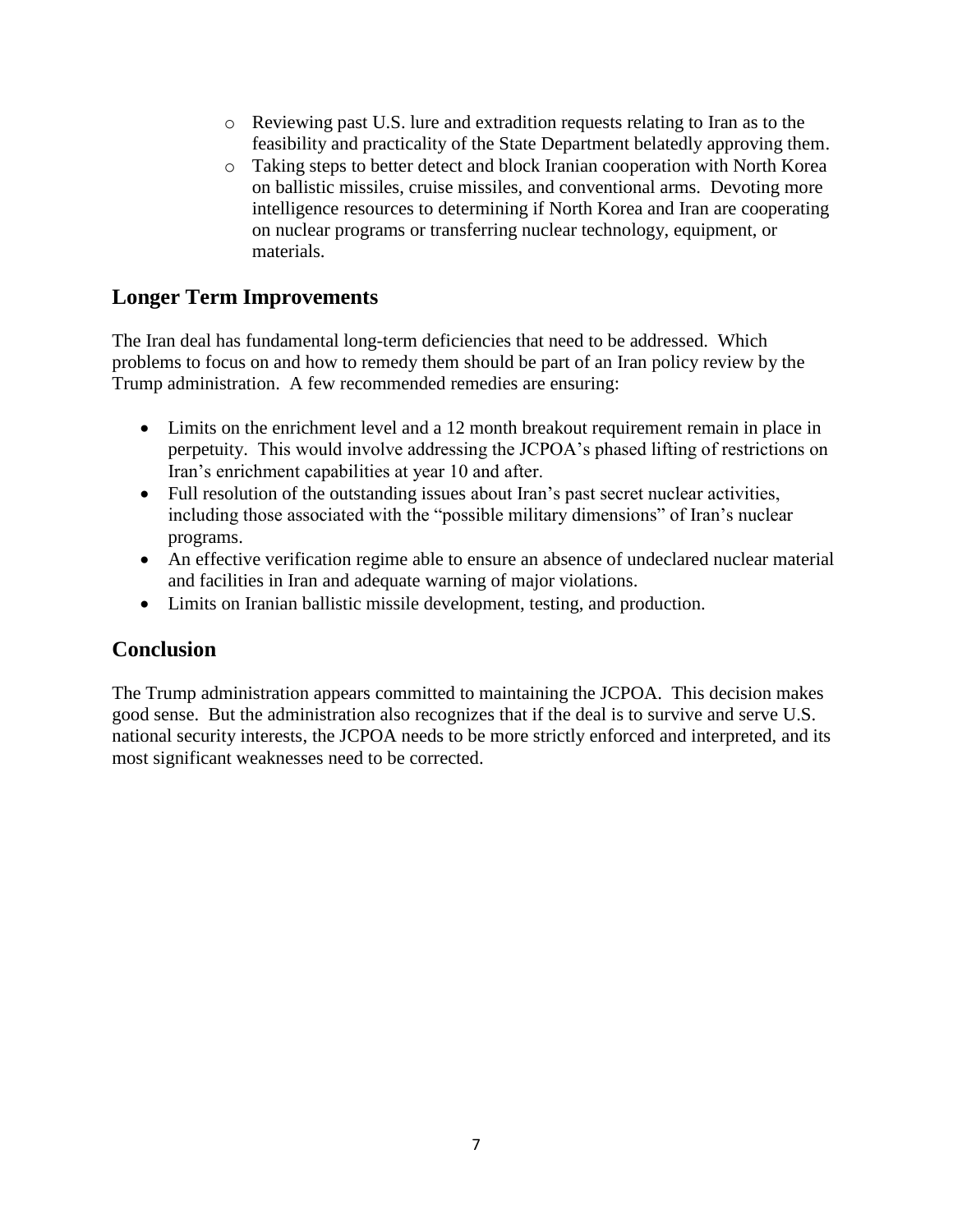- Reviewing past U.S. lure and extradition requests relating to Iran as to the feasibility and practicality of the State Department belatedly approving them.
- Taking steps to better detect and block Iranian cooperation with North Korea on ballistic missiles, cruise missiles, and conventional arms. Devoting more intelligence resources to determining if North Korea and Iran are cooperating on nuclear programs or transferring nuclear technology, equipment, or materials.

## Longer Term Improvements

The Iran deal has fundamental long-term deficiencies that need to be addressed. Which problems to focus on and how to remedy them should be part of an Iran policy review by the Trump administration. A few recommended remedies are ensuring:

- Limits on the enrichment level and a 12 month breakout requirement remain in place in perpetuity. This would involve addressing the JCPOA's phased lifting of restrictions on Iran's enrichment capabilities at year 10 and after.
- Full resolution of the outstanding issues about Iran's past secret nuclear activities, including those associated with the "possible military dimensions" of Iran's nuclear programs.
- An effective verification regime able to ensure an absence of undeclared nuclear material and facilities in Iran and adequate warning of major violations.
- Limits on Iranian ballistic missile development, testing, and production.

## Conclusion

The Trump administration appears committed to maintaining the JCPOA. This decision makes good sense. But the administration also recognizes that if the deal is to survive and serve U.S. national security interests, the JCPOA needs to be more strictly enforced and interpreted, and its most significant weaknesses need to be corrected.